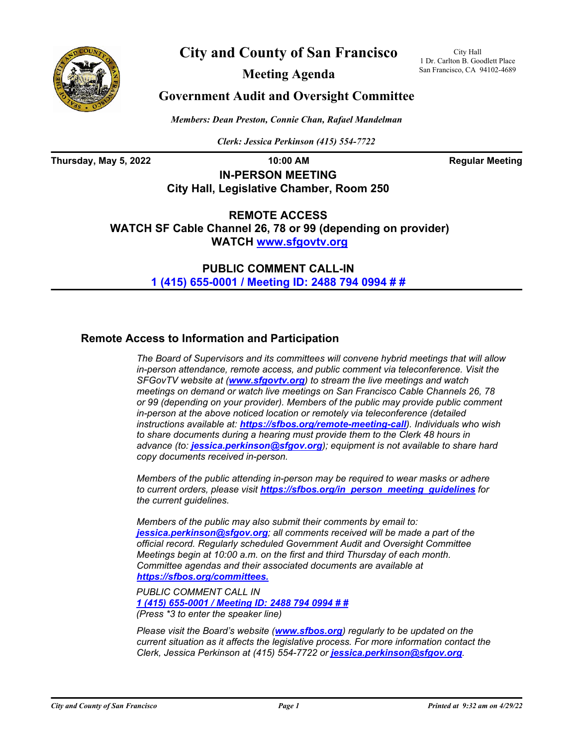# City and County of San Francisco

## Meeting Agenda

## Government Audit and Oversight Committee

City Hall
1 Dr. Carlton B. Goodlett Place
San Francisco, CA 94102-4689

*Members: Dean Preston, Connie Chan, Rafael Mandelman*

*Clerk: Jessica Perkinson (415) 554-7722*

**Thursday, May 5, 2022** | **10:00 AM** | **Regular Meeting**

**IN-PERSON MEETING**
**City Hall, Legislative Chamber, Room 250**

**REMOTE ACCESS**
**WATCH SF Cable Channel 26, 78 or 99 (depending on provider)**
**WATCH www.sfgovtv.org**

**PUBLIC COMMENT CALL-IN**
**1 (415) 655-0001 / Meeting ID: 2488 794 0994 # #**

## Remote Access to Information and Participation

*The Board of Supervisors and its committees will convene hybrid meetings that will allow in-person attendance, remote access, and public comment via teleconference. Visit the SFGovTV website at (**www.sfgovtv.org**) to stream the live meetings and watch meetings on demand or watch live meetings on San Francisco Cable Channels 26, 78 or 99 (depending on your provider). Members of the public may provide public comment in-person at the above noticed location or remotely via teleconference (detailed instructions available at: **https://sfbos.org/remote-meeting-call**). Individuals who wish to share documents during a hearing must provide them to the Clerk 48 hours in advance (to: **jessica.perkinson@sfgov.org**); equipment is not available to share hard copy documents received in-person.*

*Members of the public attending in-person may be required to wear masks or adhere to current orders, please visit **https://sfbos.org/in_person_meeting_guidelines** for the current guidelines.*

*Members of the public may also submit their comments by email to: **jessica.perkinson@sfgov.org**; all comments received will be made a part of the official record. Regularly scheduled Government Audit and Oversight Committee Meetings begin at 10:00 a.m. on the first and third Thursday of each month. Committee agendas and their associated documents are available at **https://sfbos.org/committees.***

*PUBLIC COMMENT CALL IN*
***1 (415) 655-0001 / Meeting ID: 2488 794 0994 # #***
*(Press \*3 to enter the speaker line)*

*Please visit the Board's website (**www.sfbos.org**) regularly to be updated on the current situation as it affects the legislative process. For more information contact the Clerk, Jessica Perkinson at (415) 554-7722 or **jessica.perkinson@sfgov.org**.*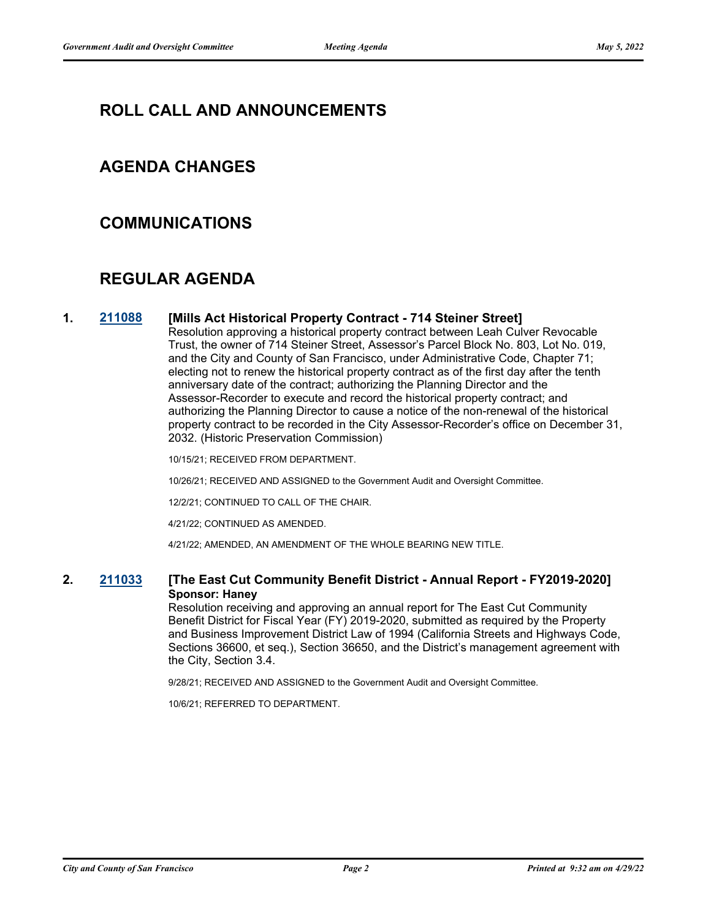## ROLL CALL AND ANNOUNCEMENTS

## AGENDA CHANGES

## COMMUNICATIONS

## REGULAR AGENDA

**1. 211088 [Mills Act Historical Property Contract - 714 Steiner Street]**

Resolution approving a historical property contract between Leah Culver Revocable Trust, the owner of 714 Steiner Street, Assessor's Parcel Block No. 803, Lot No. 019, and the City and County of San Francisco, under Administrative Code, Chapter 71; electing not to renew the historical property contract as of the first day after the tenth anniversary date of the contract; authorizing the Planning Director and the Assessor-Recorder to execute and record the historical property contract; and authorizing the Planning Director to cause a notice of the non-renewal of the historical property contract to be recorded in the City Assessor-Recorder's office on December 31, 2032. (Historic Preservation Commission)

10/15/21; RECEIVED FROM DEPARTMENT.

10/26/21; RECEIVED AND ASSIGNED to the Government Audit and Oversight Committee.

12/2/21; CONTINUED TO CALL OF THE CHAIR.

4/21/22; CONTINUED AS AMENDED.

4/21/22; AMENDED, AN AMENDMENT OF THE WHOLE BEARING NEW TITLE.

**2. 211033 [The East Cut Community Benefit District - Annual Report - FY2019-2020]**
**Sponsor: Haney**

Resolution receiving and approving an annual report for The East Cut Community Benefit District for Fiscal Year (FY) 2019-2020, submitted as required by the Property and Business Improvement District Law of 1994 (California Streets and Highways Code, Sections 36600, et seq.), Section 36650, and the District's management agreement with the City, Section 3.4.

9/28/21; RECEIVED AND ASSIGNED to the Government Audit and Oversight Committee.

10/6/21; REFERRED TO DEPARTMENT.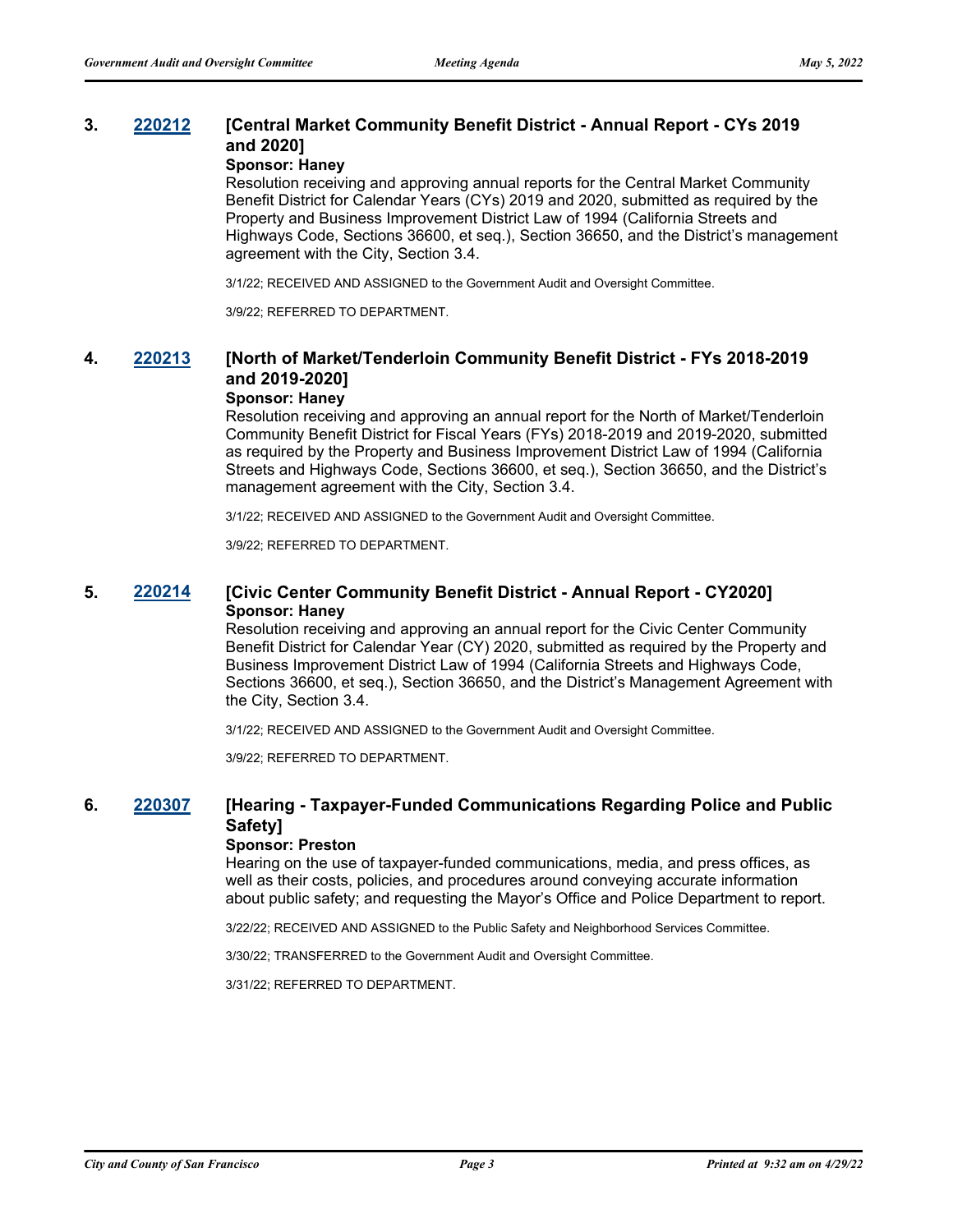### 3. 220212 [Central Market Community Benefit District - Annual Report - CYs 2019 and 2020]

**Sponsor: Haney**

Resolution receiving and approving annual reports for the Central Market Community Benefit District for Calendar Years (CYs) 2019 and 2020, submitted as required by the Property and Business Improvement District Law of 1994 (California Streets and Highways Code, Sections 36600, et seq.), Section 36650, and the District's management agreement with the City, Section 3.4.

3/1/22; RECEIVED AND ASSIGNED to the Government Audit and Oversight Committee.

3/9/22; REFERRED TO DEPARTMENT.

### 4. 220213 [North of Market/Tenderloin Community Benefit District - FYs 2018-2019 and 2019-2020]

**Sponsor: Haney**

Resolution receiving and approving an annual report for the North of Market/Tenderloin Community Benefit District for Fiscal Years (FYs) 2018-2019 and 2019-2020, submitted as required by the Property and Business Improvement District Law of 1994 (California Streets and Highways Code, Sections 36600, et seq.), Section 36650, and the District's management agreement with the City, Section 3.4.

3/1/22; RECEIVED AND ASSIGNED to the Government Audit and Oversight Committee.

3/9/22; REFERRED TO DEPARTMENT.

### 5. 220214 [Civic Center Community Benefit District - Annual Report - CY2020]

**Sponsor: Haney**

Resolution receiving and approving an annual report for the Civic Center Community Benefit District for Calendar Year (CY) 2020, submitted as required by the Property and Business Improvement District Law of 1994 (California Streets and Highways Code, Sections 36600, et seq.), Section 36650, and the District's Management Agreement with the City, Section 3.4.

3/1/22; RECEIVED AND ASSIGNED to the Government Audit and Oversight Committee.

3/9/22; REFERRED TO DEPARTMENT.

### 6. 220307 [Hearing - Taxpayer-Funded Communications Regarding Police and Public Safety]

**Sponsor: Preston**

Hearing on the use of taxpayer-funded communications, media, and press offices, as well as their costs, policies, and procedures around conveying accurate information about public safety; and requesting the Mayor's Office and Police Department to report.

3/22/22; RECEIVED AND ASSIGNED to the Public Safety and Neighborhood Services Committee.

3/30/22; TRANSFERRED to the Government Audit and Oversight Committee.

3/31/22; REFERRED TO DEPARTMENT.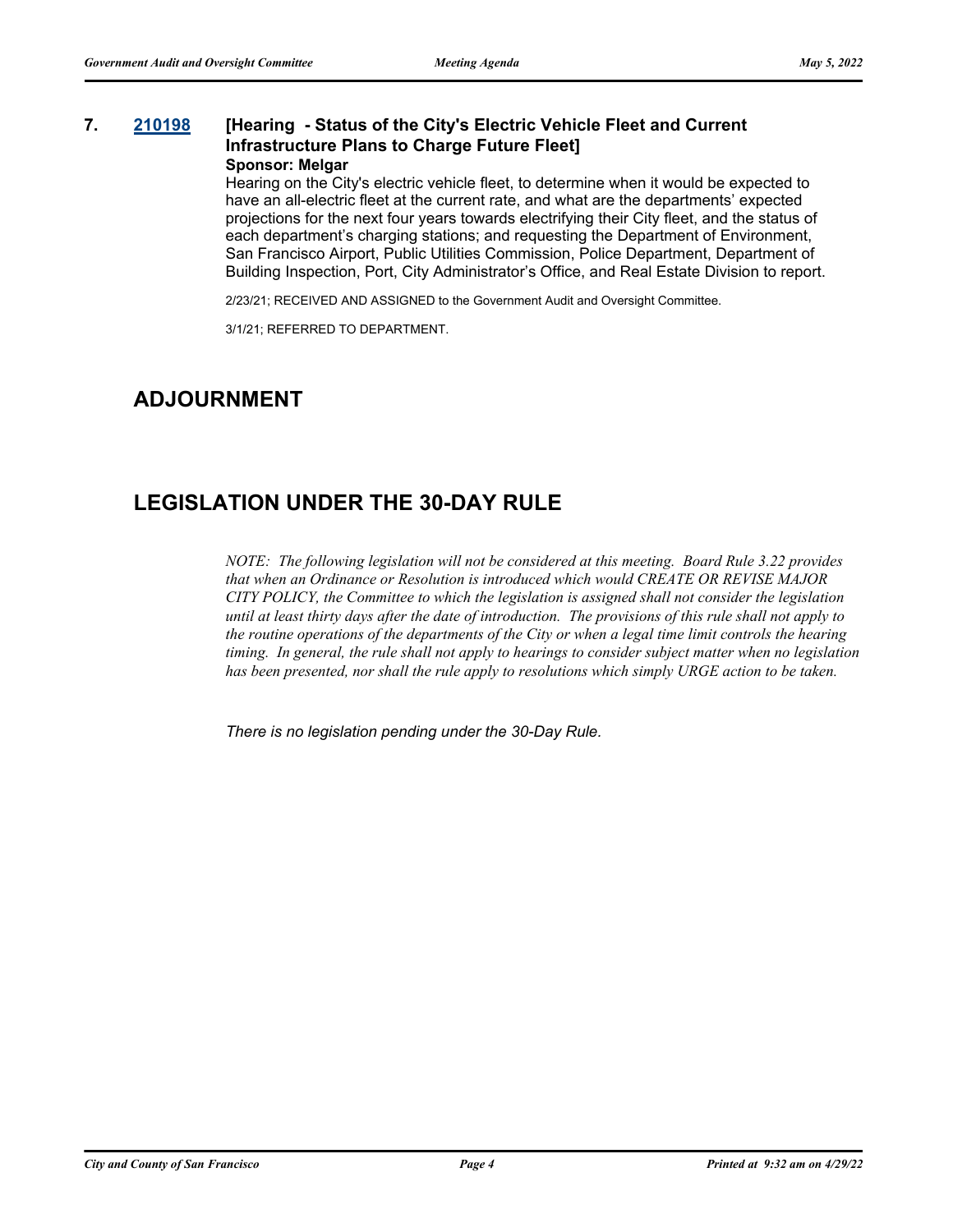**7. 210198 [Hearing - Status of the City's Electric Vehicle Fleet and Current Infrastructure Plans to Charge Future Fleet]**

**Sponsor: Melgar**

Hearing on the City's electric vehicle fleet, to determine when it would be expected to have an all-electric fleet at the current rate, and what are the departments' expected projections for the next four years towards electrifying their City fleet, and the status of each department's charging stations; and requesting the Department of Environment, San Francisco Airport, Public Utilities Commission, Police Department, Department of Building Inspection, Port, City Administrator's Office, and Real Estate Division to report.

2/23/21; RECEIVED AND ASSIGNED to the Government Audit and Oversight Committee.

3/1/21; REFERRED TO DEPARTMENT.

## ADJOURNMENT

## LEGISLATION UNDER THE 30-DAY RULE

*NOTE: The following legislation will not be considered at this meeting. Board Rule 3.22 provides that when an Ordinance or Resolution is introduced which would CREATE OR REVISE MAJOR CITY POLICY, the Committee to which the legislation is assigned shall not consider the legislation until at least thirty days after the date of introduction. The provisions of this rule shall not apply to the routine operations of the departments of the City or when a legal time limit controls the hearing timing. In general, the rule shall not apply to hearings to consider subject matter when no legislation has been presented, nor shall the rule apply to resolutions which simply URGE action to be taken.*

*There is no legislation pending under the 30-Day Rule.*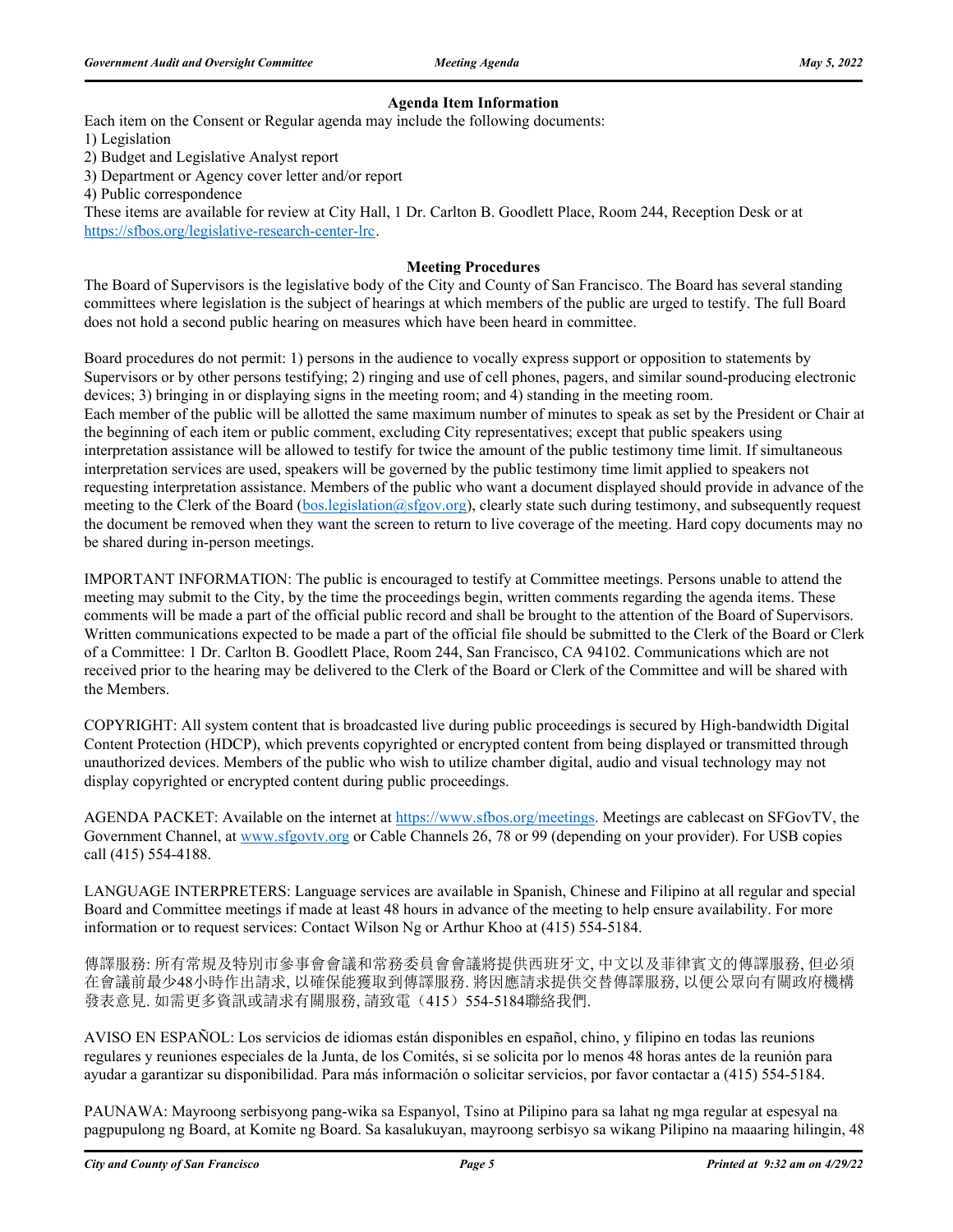### Agenda Item Information

Each item on the Consent or Regular agenda may include the following documents:

1) Legislation
2) Budget and Legislative Analyst report
3) Department or Agency cover letter and/or report
4) Public correspondence

These items are available for review at City Hall, 1 Dr. Carlton B. Goodlett Place, Room 244, Reception Desk or at https://sfbos.org/legislative-research-center-lrc.

### Meeting Procedures

The Board of Supervisors is the legislative body of the City and County of San Francisco. The Board has several standing committees where legislation is the subject of hearings at which members of the public are urged to testify. The full Board does not hold a second public hearing on measures which have been heard in committee.

Board procedures do not permit: 1) persons in the audience to vocally express support or opposition to statements by Supervisors or by other persons testifying; 2) ringing and use of cell phones, pagers, and similar sound-producing electronic devices; 3) bringing in or displaying signs in the meeting room; and 4) standing in the meeting room.
Each member of the public will be allotted the same maximum number of minutes to speak as set by the President or Chair at the beginning of each item or public comment, excluding City representatives; except that public speakers using interpretation assistance will be allowed to testify for twice the amount of the public testimony time limit. If simultaneous interpretation services are used, speakers will be governed by the public testimony time limit applied to speakers not requesting interpretation assistance. Members of the public who want a document displayed should provide in advance of the meeting to the Clerk of the Board (bos.legislation@sfgov.org), clearly state such during testimony, and subsequently request the document be removed when they want the screen to return to live coverage of the meeting. Hard copy documents may not be shared during in-person meetings.

IMPORTANT INFORMATION: The public is encouraged to testify at Committee meetings. Persons unable to attend the meeting may submit to the City, by the time the proceedings begin, written comments regarding the agenda items. These comments will be made a part of the official public record and shall be brought to the attention of the Board of Supervisors. Written communications expected to be made a part of the official file should be submitted to the Clerk of the Board or Clerk of a Committee: 1 Dr. Carlton B. Goodlett Place, Room 244, San Francisco, CA 94102. Communications which are not received prior to the hearing may be delivered to the Clerk of the Board or Clerk of the Committee and will be shared with the Members.

COPYRIGHT: All system content that is broadcasted live during public proceedings is secured by High-bandwidth Digital Content Protection (HDCP), which prevents copyrighted or encrypted content from being displayed or transmitted through unauthorized devices. Members of the public who wish to utilize chamber digital, audio and visual technology may not display copyrighted or encrypted content during public proceedings.

AGENDA PACKET: Available on the internet at https://www.sfbos.org/meetings. Meetings are cablecast on SFGovTV, the Government Channel, at www.sfgovtv.org or Cable Channels 26, 78 or 99 (depending on your provider). For USB copies call (415) 554-4188.

LANGUAGE INTERPRETERS: Language services are available in Spanish, Chinese and Filipino at all regular and special Board and Committee meetings if made at least 48 hours in advance of the meeting to help ensure availability. For more information or to request services: Contact Wilson Ng or Arthur Khoo at (415) 554-5184.

傳譯服務: 所有常規及特別市參事會會議和常務委員會會議將提供西班牙文, 中文以及菲律賓文的傳譯服務, 但必須在會議前最少48小時作出請求, 以確保能獲取到傳譯服務. 將因應請求提供交替傳譯服務, 以便公眾向有關政府機構發表意見. 如需更多資訊或請求有關服務, 請致電（415）554-5184聯絡我們.

AVISO EN ESPAÑOL: Los servicios de idiomas están disponibles en español, chino, y filipino en todas las reunions regulares y reuniones especiales de la Junta, de los Comités, si se solicita por lo menos 48 horas antes de la reunión para ayudar a garantizar su disponibilidad. Para más información o solicitar servicios, por favor contactar a (415) 554-5184.

PAUNAWA: Mayroong serbisyong pang-wika sa Espanyol, Tsino at Pilipino para sa lahat ng mga regular at espesyal na pagpupulong ng Board, at Komite ng Board. Sa kasalukuyan, mayroong serbisyo sa wikang Pilipino na maaaring hilingin, 48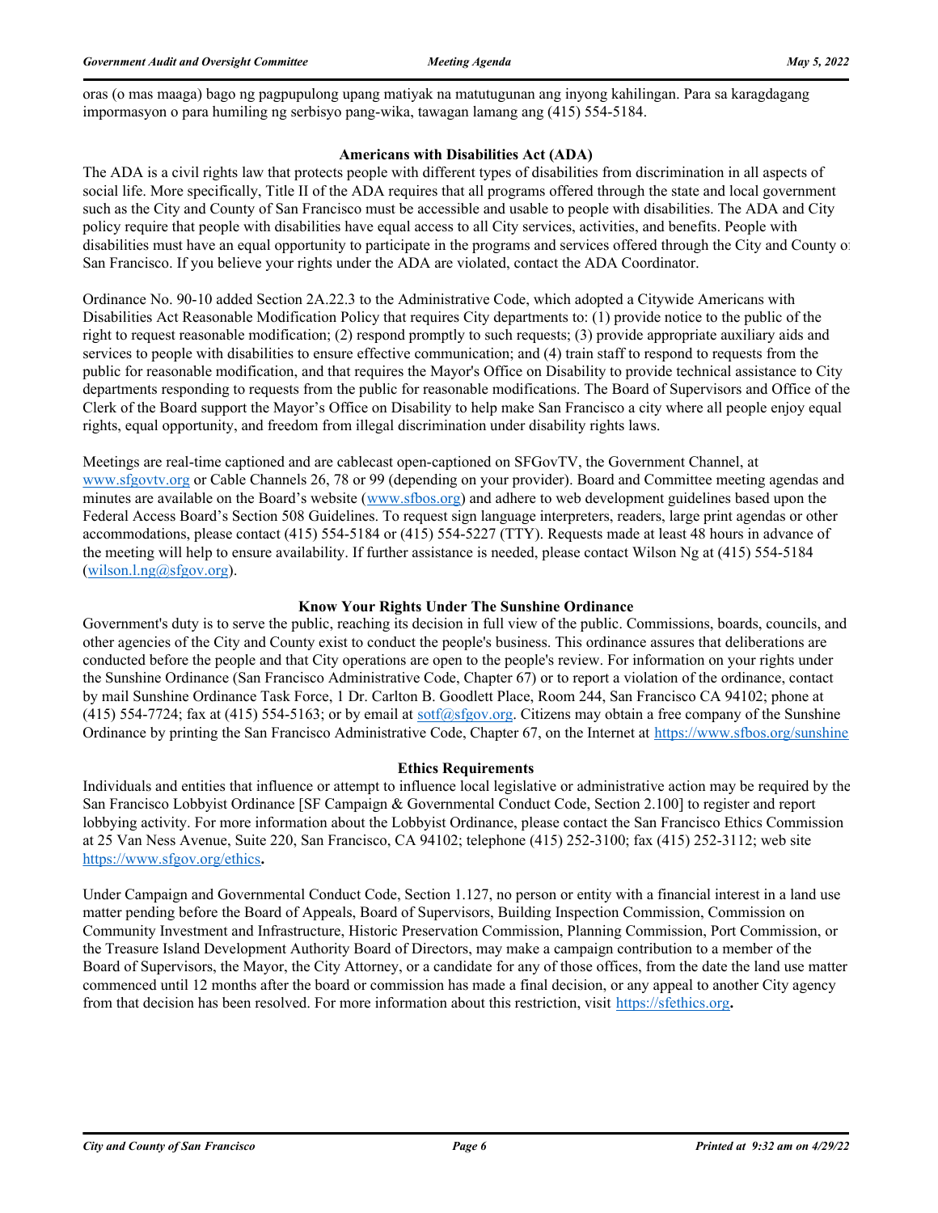oras (o mas maaga) bago ng pagpupulong upang matiyak na matutugunan ang inyong kahilingan. Para sa karagdagang impormasyon o para humiling ng serbisyo pang-wika, tawagan lamang ang (415) 554-5184.

### Americans with Disabilities Act (ADA)

The ADA is a civil rights law that protects people with different types of disabilities from discrimination in all aspects of social life. More specifically, Title II of the ADA requires that all programs offered through the state and local government such as the City and County of San Francisco must be accessible and usable to people with disabilities. The ADA and City policy require that people with disabilities have equal access to all City services, activities, and benefits. People with disabilities must have an equal opportunity to participate in the programs and services offered through the City and County of San Francisco. If you believe your rights under the ADA are violated, contact the ADA Coordinator.

Ordinance No. 90-10 added Section 2A.22.3 to the Administrative Code, which adopted a Citywide Americans with Disabilities Act Reasonable Modification Policy that requires City departments to: (1) provide notice to the public of the right to request reasonable modification; (2) respond promptly to such requests; (3) provide appropriate auxiliary aids and services to people with disabilities to ensure effective communication; and (4) train staff to respond to requests from the public for reasonable modification, and that requires the Mayor's Office on Disability to provide technical assistance to City departments responding to requests from the public for reasonable modifications. The Board of Supervisors and Office of the Clerk of the Board support the Mayor's Office on Disability to help make San Francisco a city where all people enjoy equal rights, equal opportunity, and freedom from illegal discrimination under disability rights laws.

Meetings are real-time captioned and are cablecast open-captioned on SFGovTV, the Government Channel, at www.sfgovtv.org or Cable Channels 26, 78 or 99 (depending on your provider). Board and Committee meeting agendas and minutes are available on the Board's website (www.sfbos.org) and adhere to web development guidelines based upon the Federal Access Board's Section 508 Guidelines. To request sign language interpreters, readers, large print agendas or other accommodations, please contact (415) 554-5184 or (415) 554-5227 (TTY). Requests made at least 48 hours in advance of the meeting will help to ensure availability. If further assistance is needed, please contact Wilson Ng at (415) 554-5184 (wilson.l.ng@sfgov.org).

### Know Your Rights Under The Sunshine Ordinance

Government's duty is to serve the public, reaching its decision in full view of the public. Commissions, boards, councils, and other agencies of the City and County exist to conduct the people's business. This ordinance assures that deliberations are conducted before the people and that City operations are open to the people's review. For information on your rights under the Sunshine Ordinance (San Francisco Administrative Code, Chapter 67) or to report a violation of the ordinance, contact by mail Sunshine Ordinance Task Force, 1 Dr. Carlton B. Goodlett Place, Room 244, San Francisco CA 94102; phone at (415) 554-7724; fax at (415) 554-5163; or by email at sotf@sfgov.org. Citizens may obtain a free company of the Sunshine Ordinance by printing the San Francisco Administrative Code, Chapter 67, on the Internet at https://www.sfbos.org/sunshine

### Ethics Requirements

Individuals and entities that influence or attempt to influence local legislative or administrative action may be required by the San Francisco Lobbyist Ordinance [SF Campaign & Governmental Conduct Code, Section 2.100] to register and report lobbying activity. For more information about the Lobbyist Ordinance, please contact the San Francisco Ethics Commission at 25 Van Ness Avenue, Suite 220, San Francisco, CA 94102; telephone (415) 252-3100; fax (415) 252-3112; web site https://www.sfgov.org/ethics**.**

Under Campaign and Governmental Conduct Code, Section 1.127, no person or entity with a financial interest in a land use matter pending before the Board of Appeals, Board of Supervisors, Building Inspection Commission, Commission on Community Investment and Infrastructure, Historic Preservation Commission, Planning Commission, Port Commission, or the Treasure Island Development Authority Board of Directors, may make a campaign contribution to a member of the Board of Supervisors, the Mayor, the City Attorney, or a candidate for any of those offices, from the date the land use matter commenced until 12 months after the board or commission has made a final decision, or any appeal to another City agency from that decision has been resolved. For more information about this restriction, visit https://sfethics.org**.**